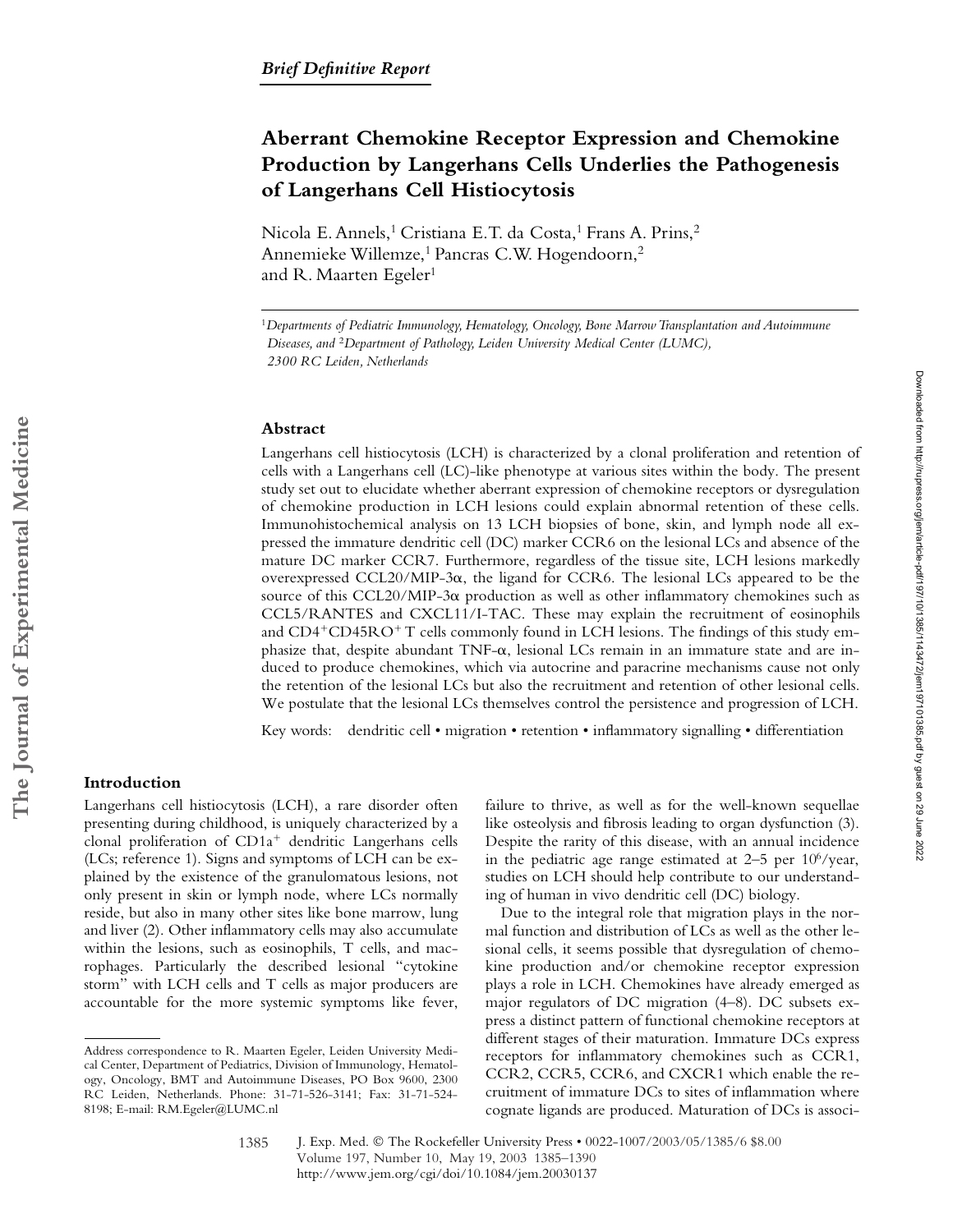*Brief Definitive Report*

# Aberrant Chemokine Receptor Expression and Chemokine Production by Langerhans Cells Underlies the Pathogenesis of Langerhans Cell Histiocytosis

Nicola E. Annels,[1] Cristiana E.T. da Costa,[1] Frans A. Prins,[2] Annemieke Willemze,[1] Pancras C.W. Hogendoorn,[2] and R. Maarten Egeler[1]

[1]*Departments of Pediatric Immunology, Hematology, Oncology, Bone Marrow Transplantation and Autoimmune Diseases, and* [2]*Department of Pathology, Leiden University Medical Center (LUMC), 2300 RC Leiden, Netherlands*

## Abstract

Langerhans cell histiocytosis (LCH) is characterized by a clonal proliferation and retention of cells with a Langerhans cell (LC)-like phenotype at various sites within the body. The present study set out to elucidate whether aberrant expression of chemokine receptors or dysregulation of chemokine production in LCH lesions could explain abnormal retention of these cells. Immunohistochemical analysis on 13 LCH biopsies of bone, skin, and lymph node all expressed the immature dendritic cell (DC) marker CCR6 on the lesional LCs and absence of the mature DC marker CCR7. Furthermore, regardless of the tissue site, LCH lesions markedly overexpressed CCL20/MIP-3α, the ligand for CCR6. The lesional LCs appeared to be the source of this CCL20/MIP-3α production as well as other inflammatory chemokines such as CCL5/RANTES and CXCL11/I-TAC. These may explain the recruitment of eosinophils and CD4$^+$CD45RO$^+$ T cells commonly found in LCH lesions. The findings of this study emphasize that, despite abundant TNF-α, lesional LCs remain in an immature state and are induced to produce chemokines, which via autocrine and paracrine mechanisms cause not only the retention of the lesional LCs but also the recruitment and retention of other lesional cells. We postulate that the lesional LCs themselves control the persistence and progression of LCH.

Key words: dendritic cell • migration • retention • inflammatory signalling • differentiation

## Introduction

Langerhans cell histiocytosis (LCH), a rare disorder often presenting during childhood, is uniquely characterized by a clonal proliferation of CD1a$^+$ dendritic Langerhans cells (LCs; reference 1). Signs and symptoms of LCH can be explained by the existence of the granulomatous lesions, not only present in skin or lymph node, where LCs normally reside, but also in many other sites like bone marrow, lung and liver (2). Other inflammatory cells may also accumulate within the lesions, such as eosinophils, T cells, and macrophages. Particularly the described lesional "cytokine storm" with LCH cells and T cells as major producers are accountable for the more systemic symptoms like fever, failure to thrive, as well as for the well-known sequellae like osteolysis and fibrosis leading to organ dysfunction (3). Despite the rarity of this disease, with an annual incidence in the pediatric age range estimated at 2–5 per $10^6$/year, studies on LCH should help contribute to our understanding of human in vivo dendritic cell (DC) biology.

Due to the integral role that migration plays in the normal function and distribution of LCs as well as the other lesional cells, it seems possible that dysregulation of chemokine production and/or chemokine receptor expression plays a role in LCH. Chemokines have already emerged as major regulators of DC migration (4–8). DC subsets express a distinct pattern of functional chemokine receptors at different stages of their maturation. Immature DCs express receptors for inflammatory chemokines such as CCR1, CCR2, CCR5, CCR6, and CXCR1 which enable the recruitment of immature DCs to sites of inflammation where cognate ligands are produced. Maturation of DCs is associ-

Address correspondence to R. Maarten Egeler, Leiden University Medical Center, Department of Pediatrics, Division of Immunology, Hematology, Oncology, BMT and Autoimmune Diseases, PO Box 9600, 2300 RC Leiden, Netherlands. Phone: 31-71-526-3141; Fax: 31-71-524-8198; E-mail: RM.Egeler@LUMC.nl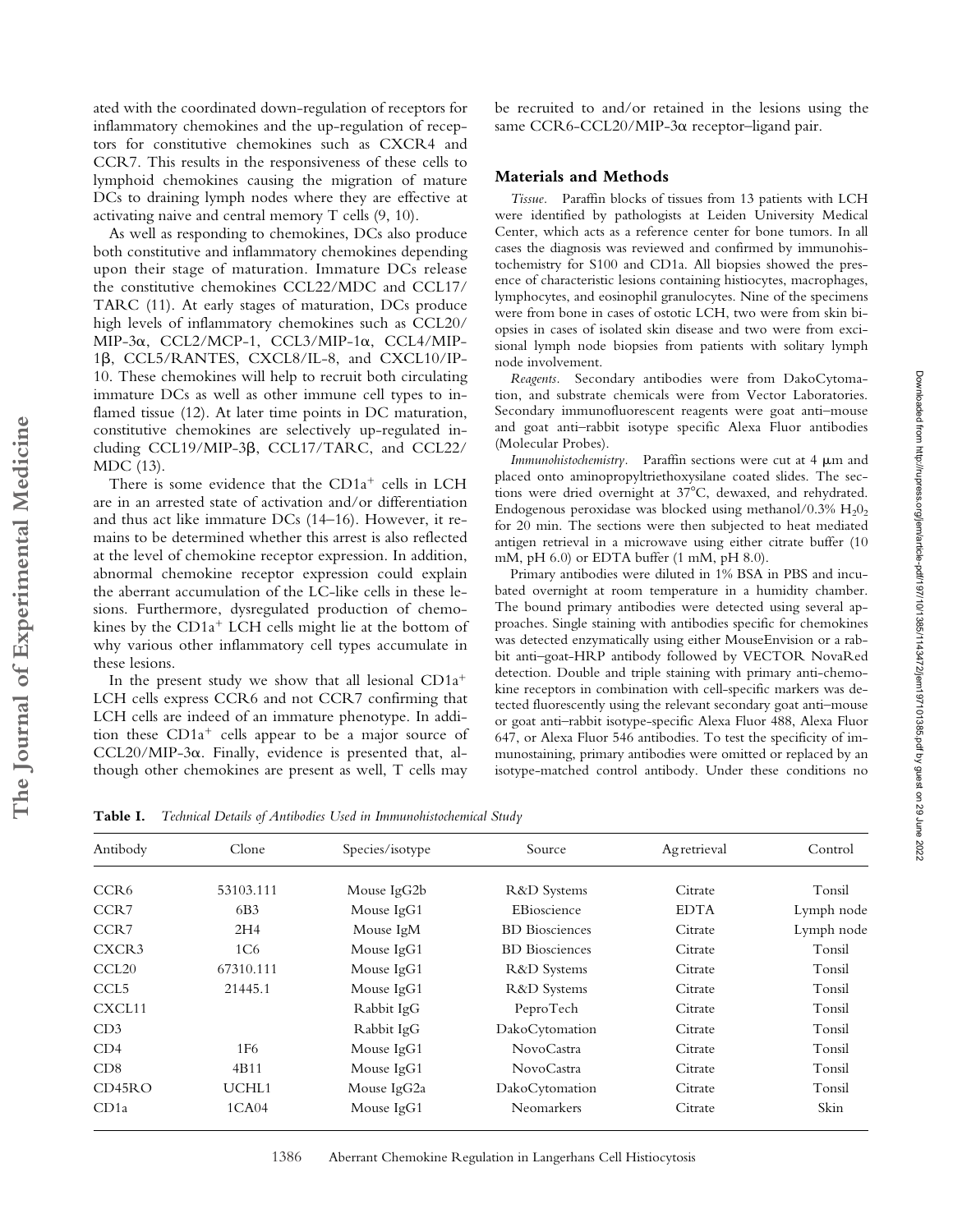ated with the coordinated down-regulation of receptors for inflammatory chemokines and the up-regulation of receptors for constitutive chemokines such as CXCR4 and CCR7. This results in the responsiveness of these cells to lymphoid chemokines causing the migration of mature DCs to draining lymph nodes where they are effective at activating naive and central memory T cells (9, 10).

As well as responding to chemokines, DCs also produce both constitutive and inflammatory chemokines depending upon their stage of maturation. Immature DCs release the constitutive chemokines CCL22/MDC and CCL17/TARC (11). At early stages of maturation, DCs produce high levels of inflammatory chemokines such as CCL20/MIP-3α, CCL2/MCP-1, CCL3/MIP-1α, CCL4/MIP-1β, CCL5/RANTES, CXCL8/IL-8, and CXCL10/IP-10. These chemokines will help to recruit both circulating immature DCs as well as other immune cell types to inflamed tissue (12). At later time points in DC maturation, constitutive chemokines are selectively up-regulated including CCL19/MIP-3β, CCL17/TARC, and CCL22/MDC (13).

There is some evidence that the CD1a$^+$ cells in LCH are in an arrested state of activation and/or differentiation and thus act like immature DCs (14–16). However, it remains to be determined whether this arrest is also reflected at the level of chemokine receptor expression. In addition, abnormal chemokine receptor expression could explain the aberrant accumulation of the LC-like cells in these lesions. Furthermore, dysregulated production of chemokines by the CD1a$^+$ LCH cells might lie at the bottom of why various other inflammatory cell types accumulate in these lesions.

In the present study we show that all lesional CD1a$^+$ LCH cells express CCR6 and not CCR7 confirming that LCH cells are indeed of an immature phenotype. In addition these CD1a$^+$ cells appear to be a major source of CCL20/MIP-3α. Finally, evidence is presented that, although other chemokines are present as well, T cells may be recruited to and/or retained in the lesions using the same CCR6-CCL20/MIP-3α receptor–ligand pair.

## Materials and Methods

*Tissue.* Paraffin blocks of tissues from 13 patients with LCH were identified by pathologists at Leiden University Medical Center, which acts as a reference center for bone tumors. In all cases the diagnosis was reviewed and confirmed by immunohistochemistry for S100 and CD1a. All biopsies showed the presence of characteristic lesions containing histiocytes, macrophages, lymphocytes, and eosinophil granulocytes. Nine of the specimens were from bone in cases of ostotic LCH, two were from skin biopsies in cases of isolated skin disease and two were from excisional lymph node biopsies from patients with solitary lymph node involvement.

*Reagents.* Secondary antibodies were from DakoCytomation, and substrate chemicals were from Vector Laboratories. Secondary immunofluorescent reagents were goat anti–mouse and goat anti–rabbit isotype specific Alexa Fluor antibodies (Molecular Probes).

*Immunohistochemistry.* Paraffin sections were cut at 4 μm and placed onto aminopropyltriethoxysilane coated slides. The sections were dried overnight at 37°C, dewaxed, and rehydrated. Endogenous peroxidase was blocked using methanol/0.3% $H_2O_2$ for 20 min. The sections were then subjected to heat mediated antigen retrieval in a microwave using either citrate buffer (10 mM, pH 6.0) or EDTA buffer (1 mM, pH 8.0).

Primary antibodies were diluted in 1% BSA in PBS and incubated overnight at room temperature in a humidity chamber. The bound primary antibodies were detected using several approaches. Single staining with antibodies specific for chemokines was detected enzymatically using either MouseEnvision or a rabbit anti–goat-HRP antibody followed by VECTOR NovaRed detection. Double and triple staining with primary anti-chemokine receptors in combination with cell-specific markers was detected fluorescently using the relevant secondary goat anti–mouse or goat anti–rabbit isotype-specific Alexa Fluor 488, Alexa Fluor 647, or Alexa Fluor 546 antibodies. To test the specificity of immunostaining, primary antibodies were omitted or replaced by an isotype-matched control antibody. Under these conditions no

**Table I.** *Technical Details of Antibodies Used in Immunohistochemical Study*

| Antibody | Clone | Species/isotype | Source | Ag retrieval | Control |
|---|---|---|---|---|---|
| CCR6 | 53103.111 | Mouse IgG2b | R&D Systems | Citrate | Tonsil |
| CCR7 | 6B3 | Mouse IgG1 | EBioscience | EDTA | Lymph node |
| CCR7 | 2H4 | Mouse IgM | BD Biosciences | Citrate | Lymph node |
| CXCR3 | 1C6 | Mouse IgG1 | BD Biosciences | Citrate | Tonsil |
| CCL20 | 67310.111 | Mouse IgG1 | R&D Systems | Citrate | Tonsil |
| CCL5 | 21445.1 | Mouse IgG1 | R&D Systems | Citrate | Tonsil |
| CXCL11 | | Rabbit IgG | PeproTech | Citrate | Tonsil |
| CD3 | | Rabbit IgG | DakoCytomation | Citrate | Tonsil |
| CD4 | 1F6 | Mouse IgG1 | NovoCastra | Citrate | Tonsil |
| CD8 | 4B11 | Mouse IgG1 | NovoCastra | Citrate | Tonsil |
| CD45RO | UCHL1 | Mouse IgG2a | DakoCytomation | Citrate | Tonsil |
| CD1a | 1CA04 | Mouse IgG1 | Neomarkers | Citrate | Skin |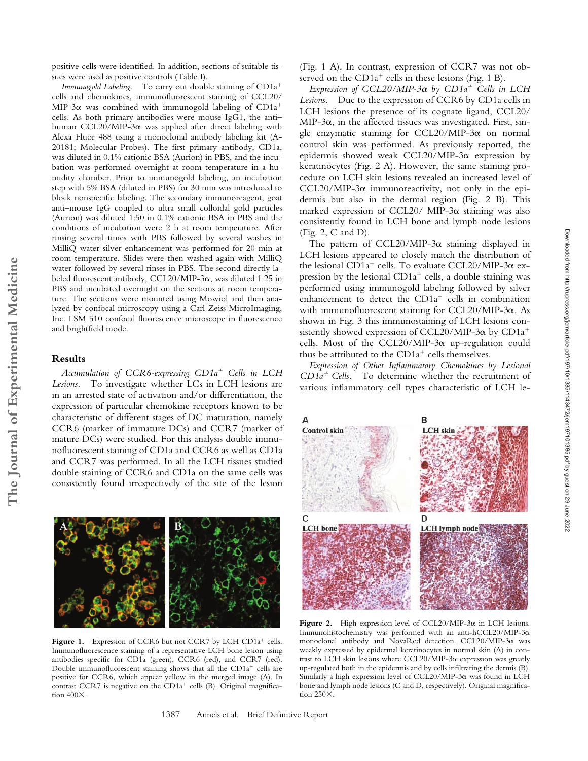positive cells were identified. In addition, sections of suitable tissues were used as positive controls (Table I).

*Immunogold Labeling.* To carry out double staining of CD1a$^+$ cells and chemokines, immunofluorescent staining of CCL20/MIP-3α was combined with immunogold labeling of CD1a$^+$ cells. As both primary antibodies were mouse IgG1, the anti–human CCL20/MIP-3α was applied after direct labeling with Alexa Fluor 488 using a monoclonal antibody labeling kit (A-20181; Molecular Probes). The first primary antibody, CD1a, was diluted in 0.1% cationic BSA (Aurion) in PBS, and the incubation was performed overnight at room temperature in a humidity chamber. Prior to immunogold labeling, an incubation step with 5% BSA (diluted in PBS) for 30 min was introduced to block nonspecific labeling. The secondary immunoreagent, goat anti–mouse IgG coupled to ultra small colloidal gold particles (Aurion) was diluted 1:50 in 0.1% cationic BSA in PBS and the conditions of incubation were 2 h at room temperature. After rinsing several times with PBS followed by several washes in MilliQ water silver enhancement was performed for 20 min at room temperature. Slides were then washed again with MilliQ water followed by several rinses in PBS. The second directly labeled fluorescent antibody, CCL20/MIP-3α, was diluted 1:25 in PBS and incubated overnight on the sections at room temperature. The sections were mounted using Mowiol and then analyzed by confocal microscopy using a Carl Zeiss MicroImaging, Inc. LSM 510 confocal fluorescence microscope in fluorescence and brightfield mode.

## Results

*Accumulation of CCR6-expressing CD1a$^+$ Cells in LCH Lesions.* To investigate whether LCs in LCH lesions are in an arrested state of activation and/or differentiation, the expression of particular chemokine receptors known to be characteristic of different stages of DC maturation, namely CCR6 (marker of immature DCs) and CCR7 (marker of mature DCs) were studied. For this analysis double immunofluorescent staining of CD1a and CCR6 as well as CD1a and CCR7 was performed. In all the LCH tissues studied double staining of CCR6 and CD1a on the same cells was consistently found irrespectively of the site of the lesion (Fig. 1 A). In contrast, expression of CCR7 was not observed on the CD1a$^+$ cells in these lesions (Fig. 1 B).

**Figure 1.** Expression of CCR6 but not CCR7 by LCH CD1a$^+$ cells. Immunofluorescence staining of a representative LCH bone lesion using antibodies specific for CD1a (green), CCR6 (red), and CCR7 (red). Double immunofluorescent staining shows that all the CD1a$^+$ cells are positive for CCR6, which appear yellow in the merged image (A). In contrast CCR7 is negative on the CD1a$^+$ cells (B). Original magnification 400×.

*Expression of CCL20/MIP-3α by CD1a$^+$ Cells in LCH Lesions.* Due to the expression of CCR6 by CD1a cells in LCH lesions the presence of its cognate ligand, CCL20/MIP-3α, in the affected tissues was investigated. First, single enzymatic staining for CCL20/MIP-3α on normal control skin was performed. As previously reported, the epidermis showed weak CCL20/MIP-3α expression by keratinocytes (Fig. 2 A). However, the same staining procedure on LCH skin lesions revealed an increased level of CCL20/MIP-3α immunoreactivity, not only in the epidermis but also in the dermal region (Fig. 2 B). This marked expression of CCL20/ MIP-3α staining was also consistently found in LCH bone and lymph node lesions (Fig. 2, C and D).

The pattern of CCL20/MIP-3α staining displayed in LCH lesions appeared to closely match the distribution of the lesional CD1a$^+$ cells. To evaluate CCL20/MIP-3α expression by the lesional CD1a$^+$ cells, a double staining was performed using immunogold labeling followed by silver enhancement to detect the CD1a$^+$ cells in combination with immunofluorescent staining for CCL20/MIP-3α. As shown in Fig. 3 this immunostaining of LCH lesions consistently showed expression of CCL20/MIP-3α by CD1a$^+$ cells. Most of the CCL20/MIP-3α up-regulation could thus be attributed to the CD1a$^+$ cells themselves.

*Expression of Other Inflammatory Chemokines by Lesional CD1a$^+$ Cells.* To determine whether the recruitment of various inflammatory cell types characteristic of LCH le-

**Figure 2.** High expression level of CCL20/MIP-3α in LCH lesions. Immunohistochemistry was performed with an anti-hCCL20/MIP-3α monoclonal antibody and NovaRed detection. CCL20/MIP-3α was weakly expressed by epidermal keratinocytes in normal skin (A) in contrast to LCH skin lesions where CCL20/MIP-3α expression was greatly up-regulated both in the epidermis and by cells infiltrating the dermis (B). Similarly a high expression level of CCL20/MIP-3α was found in LCH bone and lymph node lesions (C and D, respectively). Original magnification 250×.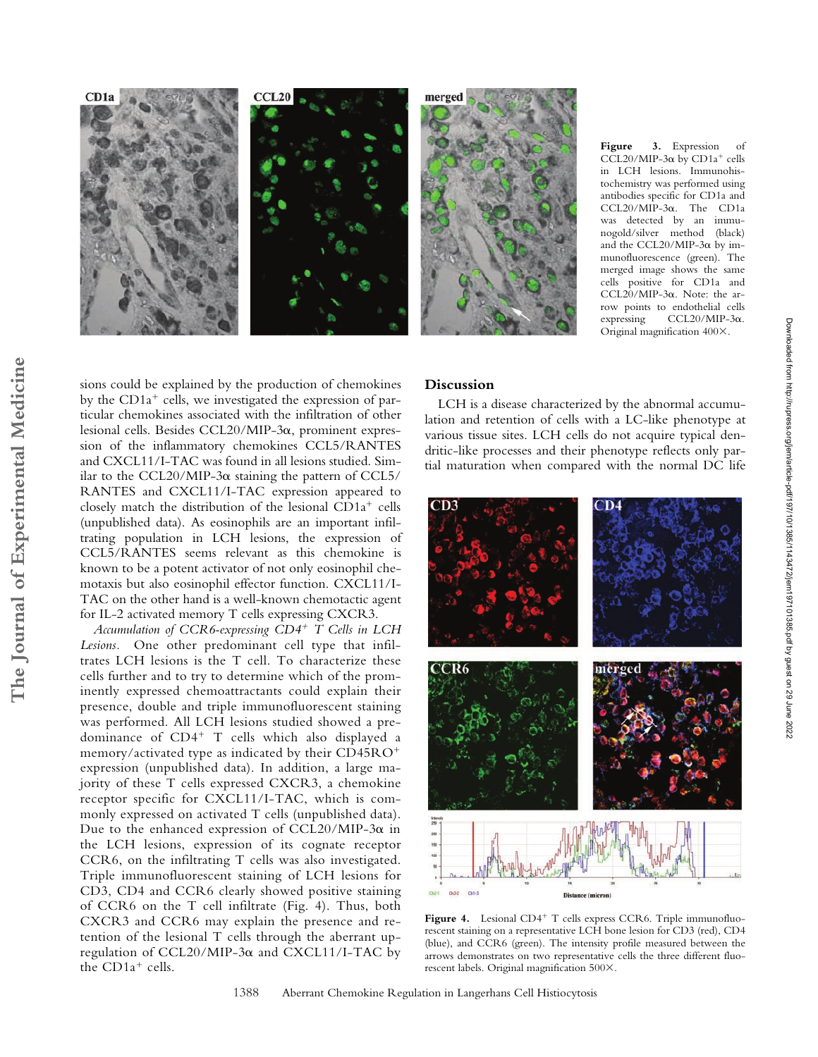CD1a

CCL20

merged

**Figure 3.** Expression of CCL20/MIP-3α by CD1a+ cells in LCH lesions. Immunohistochemistry was performed using antibodies specific for CD1a and CCL20/MIP-3α. The CD1a was detected by an immunogold/silver method (black) and the CCL20/MIP-3α by immunofluorescence (green). The merged image shows the same cells positive for CD1a and CCL20/MIP-3α. Note: the arrow points to endothelial cells expressing CCL20/MIP-3α. Original magnification 400×.

sions could be explained by the production of chemokines by the CD1a+ cells, we investigated the expression of particular chemokines associated with the infiltration of other lesional cells. Besides CCL20/MIP-3α, prominent expression of the inflammatory chemokines CCL5/RANTES and CXCL11/I-TAC was found in all lesions studied. Similar to the CCL20/MIP-3α staining the pattern of CCL5/RANTES and CXCL11/I-TAC expression appeared to closely match the distribution of the lesional CD1a+ cells (unpublished data). As eosinophils are an important infiltrating population in LCH lesions, the expression of CCL5/RANTES seems relevant as this chemokine is known to be a potent activator of not only eosinophil chemotaxis but also eosinophil effector function. CXCL11/I-TAC on the other hand is a well-known chemotactic agent for IL-2 activated memory T cells expressing CXCR3.

*Accumulation of CCR6-expressing CD4+ T Cells in LCH Lesions.* One other predominant cell type that infiltrates LCH lesions is the T cell. To characterize these cells further and to try to determine which of the prominently expressed chemoattractants could explain their presence, double and triple immunofluorescent staining was performed. All LCH lesions studied showed a predominance of CD4+ T cells which also displayed a memory/activated type as indicated by their CD45RO+ expression (unpublished data). In addition, a large majority of these T cells expressed CXCR3, a chemokine receptor specific for CXCL11/I-TAC, which is commonly expressed on activated T cells (unpublished data). Due to the enhanced expression of CCL20/MIP-3α in the LCH lesions, expression of its cognate receptor CCR6, on the infiltrating T cells was also investigated. Triple immunofluorescent staining of LCH lesions for CD3, CD4 and CCR6 clearly showed positive staining of CCR6 on the T cell infiltrate (Fig. 4). Thus, both CXCR3 and CCR6 may explain the presence and retention of the lesional T cells through the aberrant upregulation of CCL20/MIP-3α and CXCL11/I-TAC by the CD1a+ cells.

## Discussion

LCH is a disease characterized by the abnormal accumulation and retention of cells with a LC-like phenotype at various tissue sites. LCH cells do not acquire typical dendritic-like processes and their phenotype reflects only partial maturation when compared with the normal DC life

CD3

CD4

CCR6

merged

Intensity

0
50
100
150
200
250

0
5
10
15
20
25
30

Ch2-1 Ch3-2 Ch1-3

Distance (micron)

**Figure 4.** Lesional CD4+ T cells express CCR6. Triple immunofluorescent staining on a representative LCH bone lesion for CD3 (red), CD4 (blue), and CCR6 (green). The intensity profile measured between the arrows demonstrates on two representative cells the three different fluorescent labels. Original magnification 500×.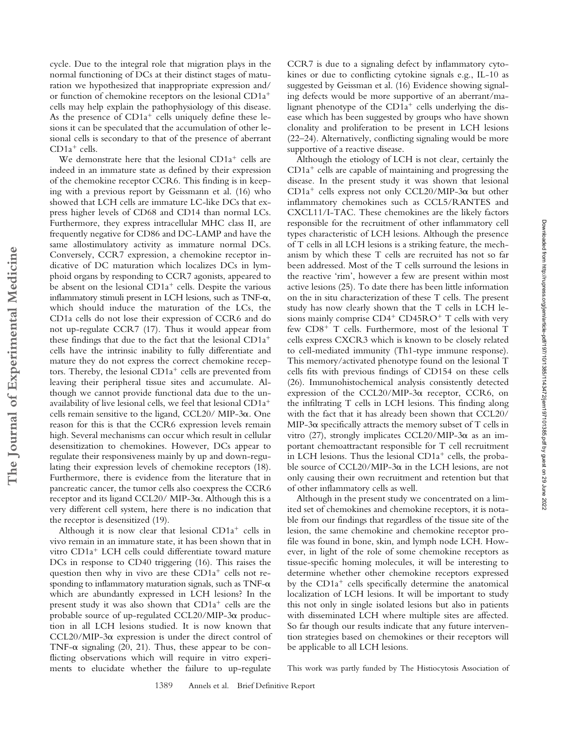cycle. Due to the integral role that migration plays in the normal functioning of DCs at their distinct stages of maturation we hypothesized that inappropriate expression and/or function of chemokine receptors on the lesional CD1a+ cells may help explain the pathophysiology of this disease. As the presence of CD1a+ cells uniquely define these lesions it can be speculated that the accumulation of other lesional cells is secondary to that of the presence of aberrant CD1a+ cells.

We demonstrate here that the lesional CD1a+ cells are indeed in an immature state as defined by their expression of the chemokine receptor CCR6. This finding is in keeping with a previous report by Geissmann et al. (16) who showed that LCH cells are immature LC-like DCs that express higher levels of CD68 and CD14 than normal LCs. Furthermore, they express intracellular MHC class II, are frequently negative for CD86 and DC-LAMP and have the same allostimulatory activity as immature normal DCs. Conversely, CCR7 expression, a chemokine receptor indicative of DC maturation which localizes DCs in lymphoid organs by responding to CCR7 agonists, appeared to be absent on the lesional CD1a+ cells. Despite the various inflammatory stimuli present in LCH lesions, such as TNF-α, which should induce the maturation of the LCs, the CD1a cells do not lose their expression of CCR6 and do not up-regulate CCR7 (17). Thus it would appear from these findings that due to the fact that the lesional CD1a+ cells have the intrinsic inability to fully differentiate and mature they do not express the correct chemokine receptors. Thereby, the lesional CD1a+ cells are prevented from leaving their peripheral tissue sites and accumulate. Although we cannot provide functional data due to the unavailability of live lesional cells, we feel that lesional CD1a+ cells remain sensitive to the ligand, CCL20/ MIP-3α. One reason for this is that the CCR6 expression levels remain high. Several mechanisms can occur which result in cellular desensitization to chemokines. However, DCs appear to regulate their responsiveness mainly by up and down-regulating their expression levels of chemokine receptors (18). Furthermore, there is evidence from the literature that in pancreatic cancer, the tumor cells also coexpress the CCR6 receptor and its ligand CCL20/ MIP-3α. Although this is a very different cell system, here there is no indication that the receptor is desensitized (19).

Although it is now clear that lesional CD1a+ cells in vivo remain in an immature state, it has been shown that in vitro CD1a+ LCH cells could differentiate toward mature DCs in response to CD40 triggering (16). This raises the question then why in vivo are these CD1a+ cells not responding to inflammatory maturation signals, such as TNF-α which are abundantly expressed in LCH lesions? In the present study it was also shown that CD1a+ cells are the probable source of up-regulated CCL20/MIP-3α production in all LCH lesions studied. It is now known that CCL20/MIP-3α expression is under the direct control of TNF-α signaling (20, 21). Thus, these appear to be conflicting observations which will require in vitro experiments to elucidate whether the failure to up-regulate CCR7 is due to a signaling defect by inflammatory cytokines or due to conflicting cytokine signals e.g., IL-10 as suggested by Geissman et al. (16) Evidence showing signaling defects would be more supportive of an aberrant/malignant phenotype of the CD1a+ cells underlying the disease which has been suggested by groups who have shown clonality and proliferation to be present in LCH lesions (22–24). Alternatively, conflicting signaling would be more supportive of a reactive disease.

Although the etiology of LCH is not clear, certainly the CD1a+ cells are capable of maintaining and progressing the disease. In the present study it was shown that lesional CD1a+ cells express not only CCL20/MIP-3α but other inflammatory chemokines such as CCL5/RANTES and CXCL11/I-TAC. These chemokines are the likely factors responsible for the recruitment of other inflammatory cell types characteristic of LCH lesions. Although the presence of T cells in all LCH lesions is a striking feature, the mechanism by which these T cells are recruited has not so far been addressed. Most of the T cells surround the lesions in the reactive 'rim', however a few are present within most active lesions (25). To date there has been little information on the in situ characterization of these T cells. The present study has now clearly shown that the T cells in LCH lesions mainly comprise CD4+ CD45RO+ T cells with very few CD8+ T cells. Furthermore, most of the lesional T cells express CXCR3 which is known to be closely related to cell-mediated immunity (Th1-type immune response). This memory/activated phenotype found on the lesional T cells fits with previous findings of CD154 on these cells (26). Immunohistochemical analysis consistently detected expression of the CCL20/MIP-3α receptor, CCR6, on the infiltrating T cells in LCH lesions. This finding along with the fact that it has already been shown that CCL20/MIP-3α specifically attracts the memory subset of T cells in vitro (27), strongly implicates CCL20/MIP-3α as an important chemoattractant responsible for T cell recruitment in LCH lesions. Thus the lesional CD1a+ cells, the probable source of CCL20/MIP-3α in the LCH lesions, are not only causing their own recruitment and retention but that of other inflammatory cells as well.

Although in the present study we concentrated on a limited set of chemokines and chemokine receptors, it is notable from our findings that regardless of the tissue site of the lesion, the same chemokine and chemokine receptor profile was found in bone, skin, and lymph node LCH. However, in light of the role of some chemokine receptors as tissue-specific homing molecules, it will be interesting to determine whether other chemokine receptors expressed by the CD1a+ cells specifically determine the anatomical localization of LCH lesions. It will be important to study this not only in single isolated lesions but also in patients with disseminated LCH where multiple sites are affected. So far though our results indicate that any future intervention strategies based on chemokines or their receptors will be applicable to all LCH lesions.

This work was partly funded by The Histiocytosis Association of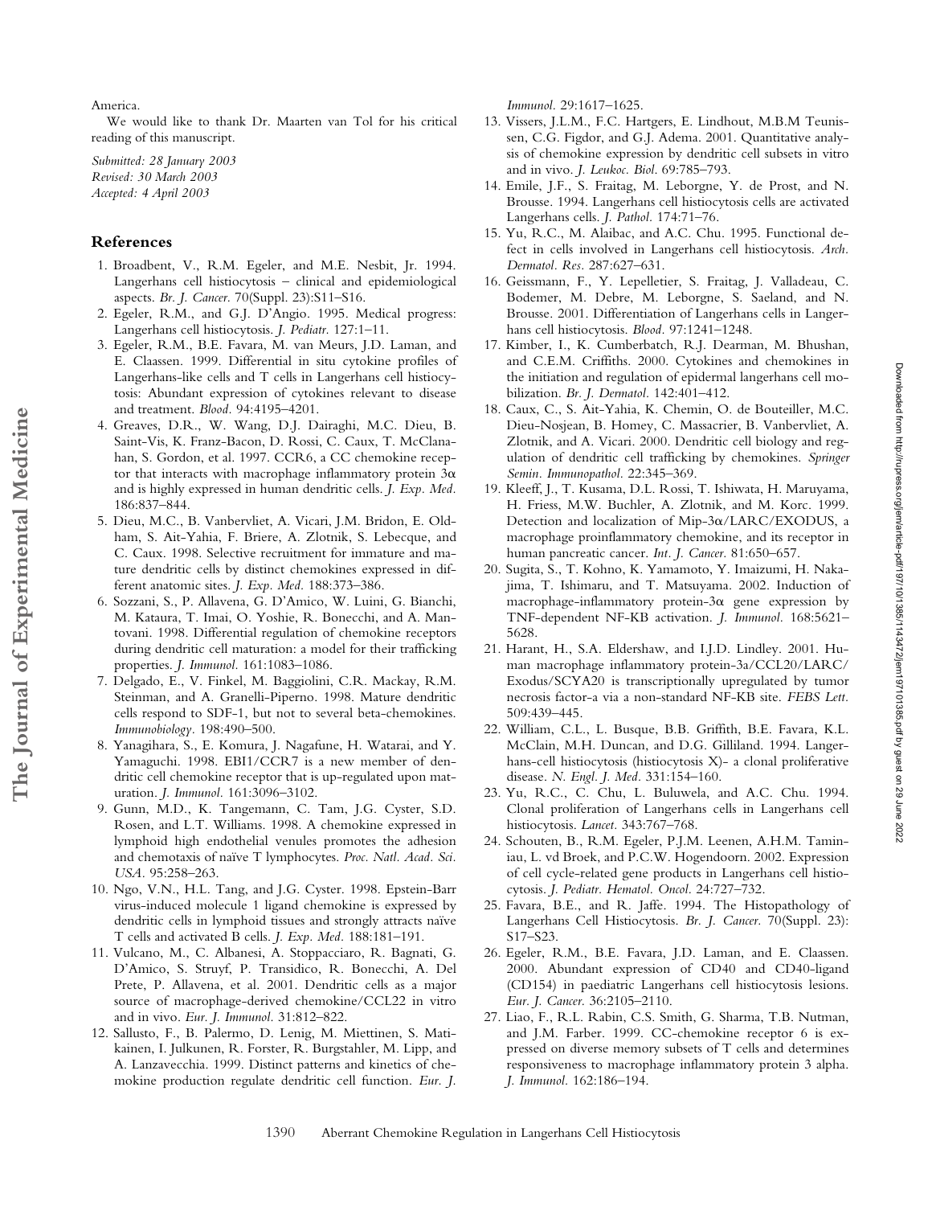America.

We would like to thank Dr. Maarten van Tol for his critical reading of this manuscript.

*Submitted: 28 January 2003*
*Revised: 30 March 2003*
*Accepted: 4 April 2003*

## References

1. Broadbent, V., R.M. Egeler, and M.E. Nesbit, Jr. 1994. Langerhans cell histiocytosis – clinical and epidemiological aspects. *Br. J. Cancer.* 70(Suppl. 23):S11–S16.
2. Egeler, R.M., and G.J. D'Angio. 1995. Medical progress: Langerhans cell histiocytosis. *J. Pediatr.* 127:1–11.
3. Egeler, R.M., B.E. Favara, M. van Meurs, J.D. Laman, and E. Claassen. 1999. Differential in situ cytokine profiles of Langerhans-like cells and T cells in Langerhans cell histiocytosis: Abundant expression of cytokines relevant to disease and treatment. *Blood.* 94:4195–4201.
4. Greaves, D.R., W. Wang, D.J. Dairaghi, M.C. Dieu, B. Saint-Vis, K. Franz-Bacon, D. Rossi, C. Caux, T. McClanahan, S. Gordon, et al. 1997. CCR6, a CC chemokine receptor that interacts with macrophage inflammatory protein 3α and is highly expressed in human dendritic cells. *J. Exp. Med.* 186:837–844.
5. Dieu, M.C., B. Vanbervliet, A. Vicari, J.M. Bridon, E. Oldham, S. Ait-Yahia, F. Briere, A. Zlotnik, S. Lebecque, and C. Caux. 1998. Selective recruitment for immature and mature dendritic cells by distinct chemokines expressed in different anatomic sites. *J. Exp. Med.* 188:373–386.
6. Sozzani, S., P. Allavena, G. D'Amico, W. Luini, G. Bianchi, M. Kataura, T. Imai, O. Yoshie, R. Bonecchi, and A. Mantovani. 1998. Differential regulation of chemokine receptors during dendritic cell maturation: a model for their trafficking properties. *J. Immunol.* 161:1083–1086.
7. Delgado, E., V. Finkel, M. Baggiolini, C.R. Mackay, R.M. Steinman, and A. Granelli-Piperno. 1998. Mature dendritic cells respond to SDF-1, but not to several beta-chemokines. *Immunobiology.* 198:490–500.
8. Yanagihara, S., E. Komura, J. Nagafune, H. Watarai, and Y. Yamaguchi. 1998. EBI1/CCR7 is a new member of dendritic cell chemokine receptor that is up-regulated upon maturation. *J. Immunol.* 161:3096–3102.
9. Gunn, M.D., K. Tangemann, C. Tam, J.G. Cyster, S.D. Rosen, and L.T. Williams. 1998. A chemokine expressed in lymphoid high endothelial venules promotes the adhesion and chemotaxis of naïve T lymphocytes. *Proc. Natl. Acad. Sci. USA.* 95:258–263.
10. Ngo, V.N., H.L. Tang, and J.G. Cyster. 1998. Epstein-Barr virus-induced molecule 1 ligand chemokine is expressed by dendritic cells in lymphoid tissues and strongly attracts naïve T cells and activated B cells. *J. Exp. Med.* 188:181–191.
11. Vulcano, M., C. Albanesi, A. Stoppacciaro, R. Bagnati, G. D'Amico, S. Struyf, P. Transidico, R. Bonecchi, A. Del Prete, P. Allavena, et al. 2001. Dendritic cells as a major source of macrophage-derived chemokine/CCL22 in vitro and in vivo. *Eur. J. Immunol.* 31:812–822.
12. Sallusto, F., B. Palermo, D. Lenig, M. Miettinen, S. Matikainen, I. Julkunen, R. Forster, R. Burgstahler, M. Lipp, and A. Lanzavecchia. 1999. Distinct patterns and kinetics of chemokine production regulate dendritic cell function. *Eur. J. Immunol.* 29:1617–1625.
13. Vissers, J.L.M., F.C. Hartgers, E. Lindhout, M.B.M Teunissen, C.G. Figdor, and G.J. Adema. 2001. Quantitative analysis of chemokine expression by dendritic cell subsets in vitro and in vivo. *J. Leukoc. Biol.* 69:785–793.
14. Emile, J.F., S. Fraitag, M. Leborgne, Y. de Prost, and N. Brousse. 1994. Langerhans cell histiocytosis cells are activated Langerhans cells. *J. Pathol.* 174:71–76.
15. Yu, R.C., M. Alaibac, and A.C. Chu. 1995. Functional defect in cells involved in Langerhans cell histiocytosis. *Arch. Dermatol. Res.* 287:627–631.
16. Geissmann, F., Y. Lepelletier, S. Fraitag, J. Valladeau, C. Bodemer, M. Debre, M. Leborgne, S. Saeland, and N. Brousse. 2001. Differentiation of Langerhans cells in Langerhans cell histiocytosis. *Blood.* 97:1241–1248.
17. Kimber, I., K. Cumberbatch, R.J. Dearman, M. Bhushan, and C.E.M. Griffiths. 2000. Cytokines and chemokines in the initiation and regulation of epidermal langerhans cell mobilization. *Br. J. Dermatol.* 142:401–412.
18. Caux, C., S. Ait-Yahia, K. Chemin, O. de Bouteiller, M.C. Dieu-Nosjean, B. Homey, C. Massacrier, B. Vanbervliet, A. Zlotnik, and A. Vicari. 2000. Dendritic cell biology and regulation of dendritic cell trafficking by chemokines. *Springer Semin. Immunopathol.* 22:345–369.
19. Kleeff, J., T. Kusama, D.L. Rossi, T. Ishiwata, H. Maruyama, H. Friess, M.W. Buchler, A. Zlotnik, and M. Korc. 1999. Detection and localization of Mip-3α/LARC/EXODUS, a macrophage proinflammatory chemokine, and its receptor in human pancreatic cancer. *Int. J. Cancer.* 81:650–657.
20. Sugita, S., T. Kohno, K. Yamamoto, Y. Imaizumi, H. Nakajima, T. Ishimaru, and T. Matsuyama. 2002. Induction of macrophage-inflammatory protein-3α gene expression by TNF-dependent NF-KB activation. *J. Immunol.* 168:5621–5628.
21. Harant, H., S.A. Eldershaw, and I.J.D. Lindley. 2001. Human macrophage inflammatory protein-3a/CCL20/LARC/Exodus/SCYA20 is transcriptionally upregulated by tumor necrosis factor-a via a non-standard NF-KB site. *FEBS Lett.* 509:439–445.
22. William, C.L., L. Busque, B.B. Griffith, B.E. Favara, K.L. McClain, M.H. Duncan, and D.G. Gilliland. 1994. Langerhans-cell histiocytosis (histiocytosis X)- a clonal proliferative disease. *N. Engl. J. Med.* 331:154–160.
23. Yu, R.C., C. Chu, L. Buluwela, and A.C. Chu. 1994. Clonal proliferation of Langerhans cells in Langerhans cell histiocytosis. *Lancet.* 343:767–768.
24. Schouten, B., R.M. Egeler, P.J.M. Leenen, A.H.M. Taminiau, L. vd Broek, and P.C.W. Hogendoorn. 2002. Expression of cell cycle-related gene products in Langerhans cell histiocytosis. *J. Pediatr. Hematol. Oncol.* 24:727–732.
25. Favara, B.E., and R. Jaffe. 1994. The Histopathology of Langerhans Cell Histiocytosis. *Br. J. Cancer.* 70(Suppl. 23): S17–S23.
26. Egeler, R.M., B.E. Favara, J.D. Laman, and E. Claassen. 2000. Abundant expression of CD40 and CD40-ligand (CD154) in paediatric Langerhans cell histiocytosis lesions. *Eur. J. Cancer.* 36:2105–2110.
27. Liao, F., R.L. Rabin, C.S. Smith, G. Sharma, T.B. Nutman, and J.M. Farber. 1999. CC-chemokine receptor 6 is expressed on diverse memory subsets of T cells and determines responsiveness to macrophage inflammatory protein 3 alpha. *J. Immunol.* 162:186–194.